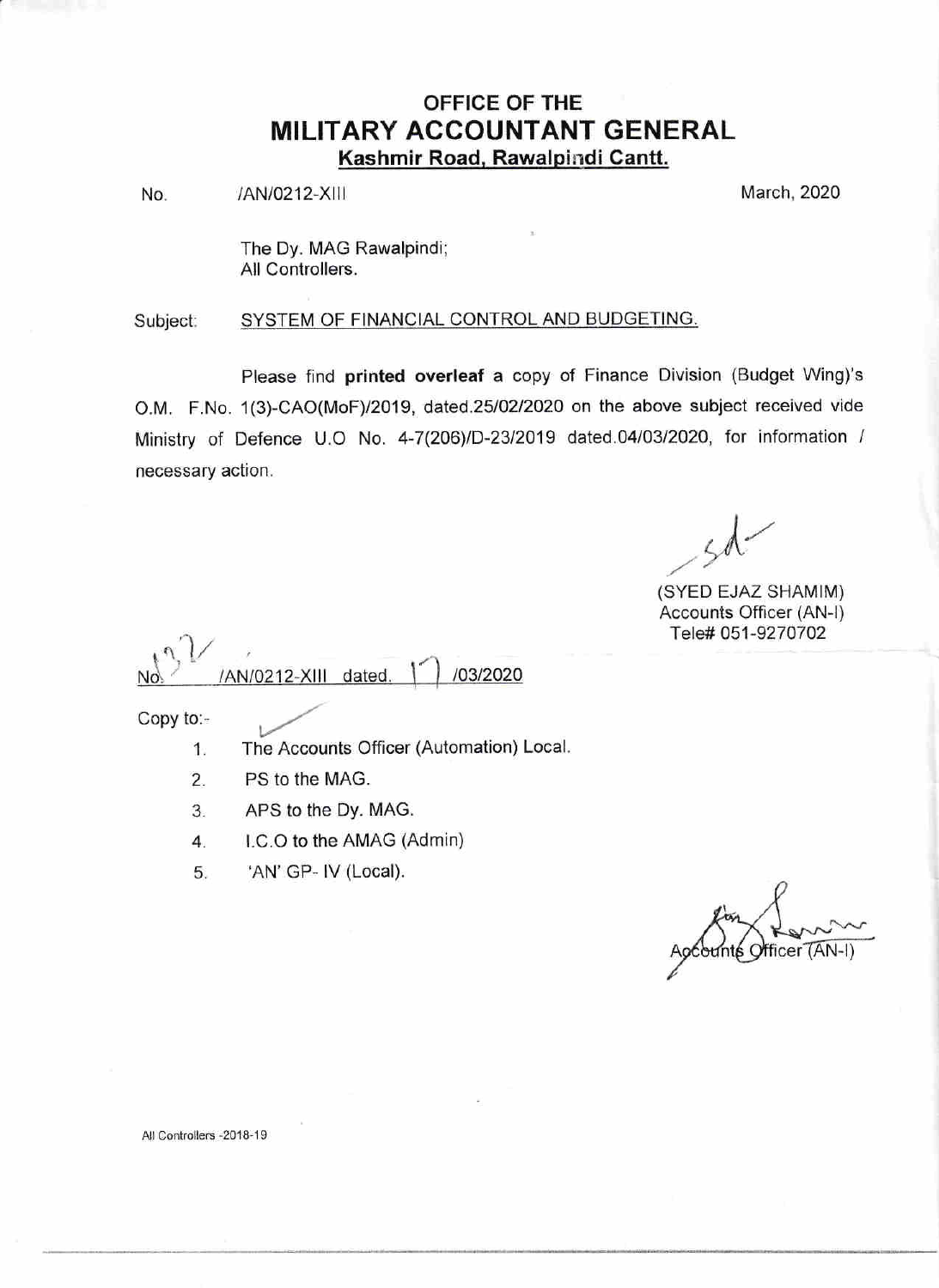# OFFICE OF THE
# MILITARY ACCOUNTANT GENERAL
**Kashmir Road, Rawalpindi Cantt.**

No. /AN/0212-XIII March, 2020

The Dy. MAG Rawalpindi;
All Controllers.

Subject: SYSTEM OF FINANCIAL CONTROL AND BUDGETING.

Please find **printed overleaf** a copy of Finance Division (Budget Wing)'s O.M. F.No. 1(3)-CAO(MoF)/2019, dated.25/02/2020 on the above subject received vide Ministry of Defence U.O No. 4-7(206)/D-23/2019 dated.04/03/2020, for information / necessary action.

-sd-

(SYED EJAZ SHAMIM)
Accounts Officer (AN-I)
Tele# 051-9270702

No. 132 /AN/0212-XIII dated. 17 /03/2020

Copy to:-

1. The Accounts Officer (Automation) Local.
2. PS to the MAG.
3. APS to the Dy. MAG.
4. I.C.O to the AMAG (Admin)
5. 'AN' GP- IV (Local).

for Accounts Officer (AN-I)

All Controllers -2018-19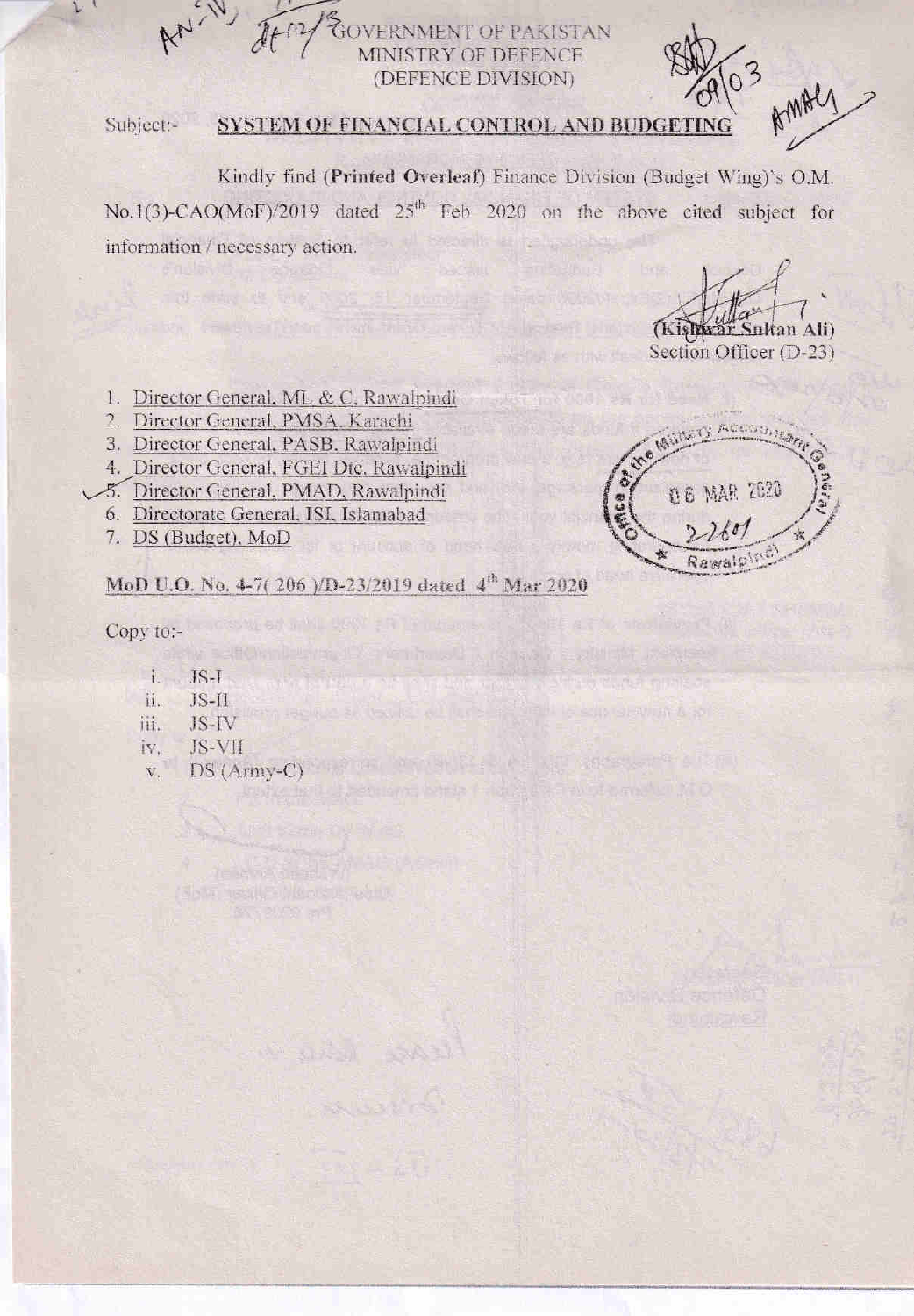GOVERNMENT OF PAKISTAN
MINISTRY OF DEFENCE
(DEFENCE DIVISION)

Subject:- **SYSTEM OF FINANCIAL CONTROL AND BUDGETING**

Kindly find (**Printed Overleaf**) Finance Division (Budget Wing)'s O.M. No.1(3)-CAO(MoF)/2019 dated 25th Feb 2020 on the above cited subject for information / necessary action.

(Kishwar Sultan Ali)
Section Officer (D-23)

1. Director General, ML & C, Rawalpindi
2. Director General, PMSA, Karachi
3. Director General, PASB, Rawalpindi
4. Director General, FGEI Dte, Rawalpindi
5. Director General, PMAD, Rawalpindi
6. Directorate General, ISI, Islamabad
7. DS (Budget), MoD

MoD U.O. No. 4-7( 206 )/D-23/2019 dated 4th Mar 2020

Copy to:-

i. JS-I
ii. JS-II
iii. JS-IV
iv. JS-VII
v. DS (Army-C)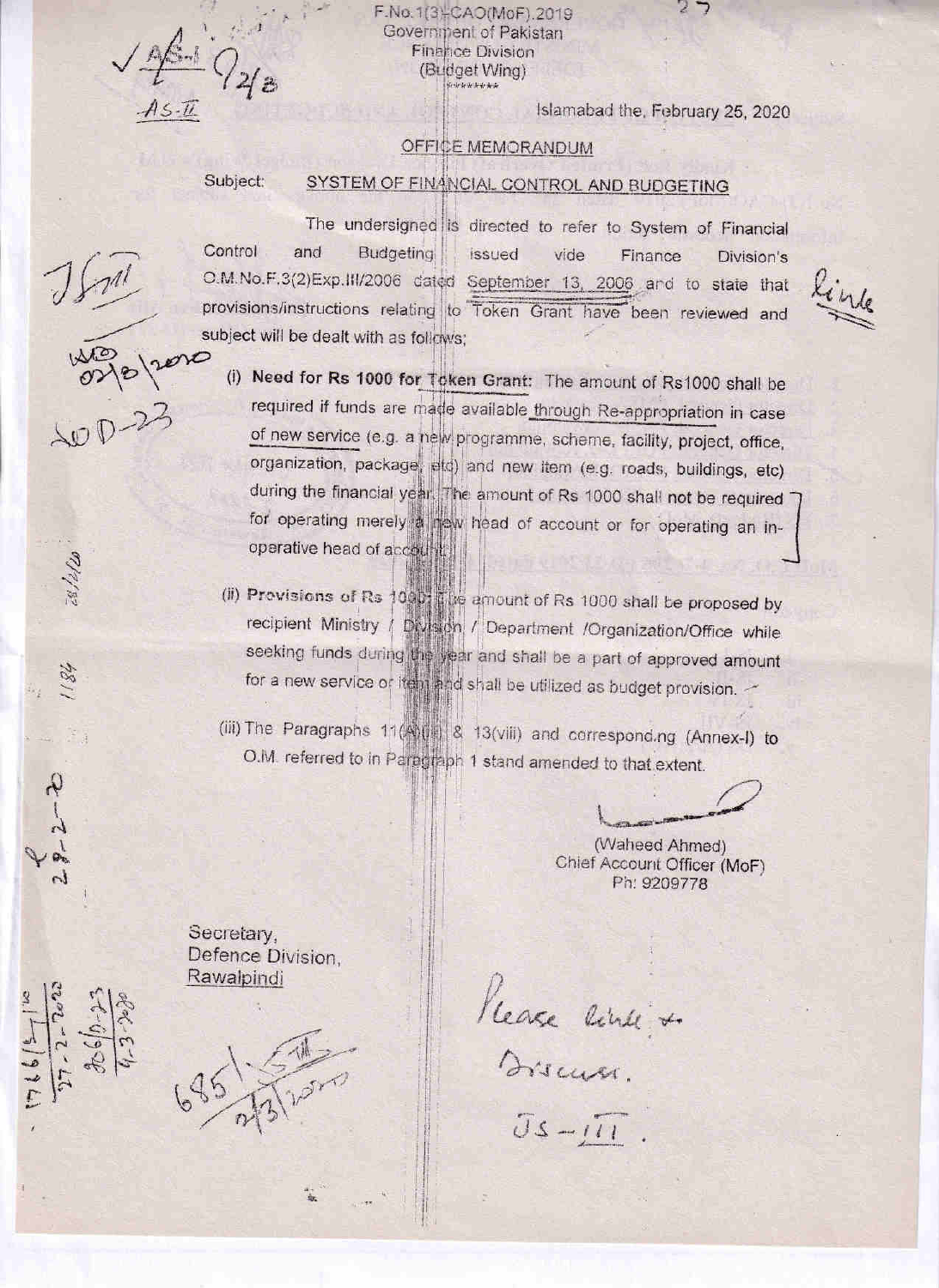F.No.1(3)-CAO(MoF).2019
Government of Pakistan
Finance Division
(Budget Wing)

Islamabad the, February 25, 2020

## OFFICE MEMORANDUM

Subject: **SYSTEM OF FINANCIAL CONTROL AND BUDGETING**

The undersigned is directed to refer to System of Financial Control and Budgeting issued vide Finance Division's O.M.No.F.3(2)Exp.III/2006 dated September 13, 2006 and to state that provisions/instructions relating to Token Grant have been reviewed and subject will be dealt with as follows;

(i) **Need for Rs 1000 for Token Grant:** The amount of Rs1000 shall be required if funds are made available through Re-appropriation in case of new service (e.g. a new programme, scheme, facility, project, office, organization, package, etc) and new item (e.g. roads, buildings, etc) during the financial year. The amount of Rs 1000 shall not be required for operating merely a new head of account or for operating an in-operative head of account.

(ii) **Provisions of Rs 1000:** The amount of Rs 1000 shall be proposed by recipient Ministry / Division / Department /Organization/Office while seeking funds during the year and shall be a part of approved amount for a new service or item and shall be utilized as budget provision.

(iii) The Paragraphs 11(A)(ii) & 13(viii) and corresponding (Annex-I) to O.M. referred to in Paragraph 1 stand amended to that extent.

(Waheed Ahmed)
Chief Account Officer (MoF)
Ph: 9209778

Secretary,
Defence Division,
Rawalpindi

Please link & Discuss.
JS-III.